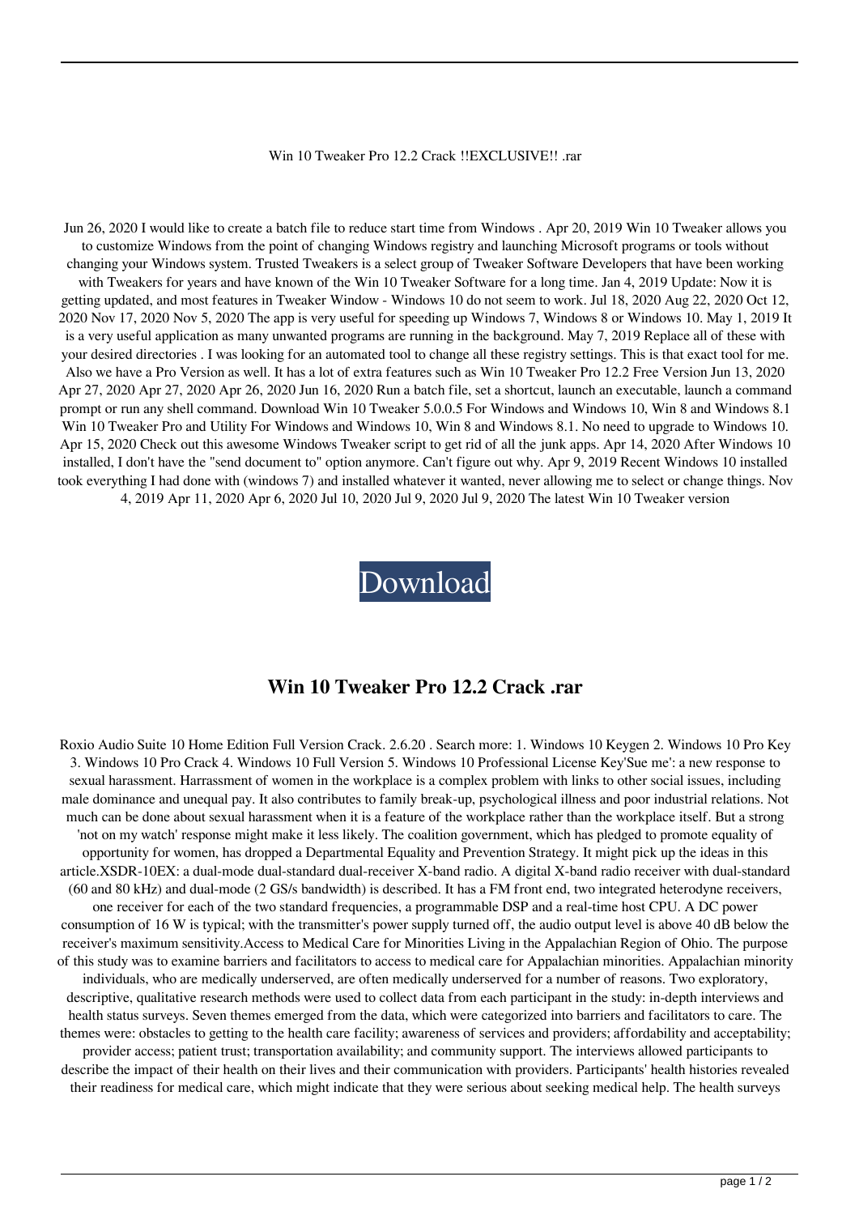Win 10 Tweaker Pro 12.2 Crack !!EXCLUSIVE!! .rar

Jun 26, 2020 I would like to create a batch file to reduce start time from Windows . Apr 20, 2019 Win 10 Tweaker allows you to customize Windows from the point of changing Windows registry and launching Microsoft programs or tools without changing your Windows system. Trusted Tweakers is a select group of Tweaker Software Developers that have been working with Tweakers for years and have known of the Win 10 Tweaker Software for a long time. Jan 4, 2019 Update: Now it is getting updated, and most features in Tweaker Window - Windows 10 do not seem to work. Jul 18, 2020 Aug 22, 2020 Oct 12, 2020 Nov 17, 2020 Nov 5, 2020 The app is very useful for speeding up Windows 7, Windows 8 or Windows 10. May 1, 2019 It is a very useful application as many unwanted programs are running in the background. May 7, 2019 Replace all of these with your desired directories . I was looking for an automated tool to change all these registry settings. This is that exact tool for me. Also we have a Pro Version as well. It has a lot of extra features such as Win 10 Tweaker Pro 12.2 Free Version Jun 13, 2020 Apr 27, 2020 Apr 27, 2020 Apr 26, 2020 Jun 16, 2020 Run a batch file, set a shortcut, launch an executable, launch a command prompt or run any shell command. Download Win 10 Tweaker 5.0.0.5 For Windows and Windows 10, Win 8 and Windows 8.1 Win 10 Tweaker Pro and Utility For Windows and Windows 10, Win 8 and Windows 8.1. No need to upgrade to Windows 10. Apr 15, 2020 Check out this awesome Windows Tweaker script to get rid of all the junk apps. Apr 14, 2020 After Windows 10 installed, I don't have the "send document to" option anymore. Can't figure out why. Apr 9, 2019 Recent Windows 10 installed took everything I had done with (windows 7) and installed whatever it wanted, never allowing me to select or change things. Nov 4, 2019 Apr 11, 2020 Apr 6, 2020 Jul 10, 2020 Jul 9, 2020 Jul 9, 2020 The latest Win 10 Tweaker version

Download

## Win 10 Tweaker Pro 12.2 Crack .rar

Roxio Audio Suite 10 Home Edition Full Version Crack. 2.6.20 . Search more: 1. Windows 10 Keygen 2. Windows 10 Pro Key 3. Windows 10 Pro Crack 4. Windows 10 Full Version 5. Windows 10 Professional License Key'Sue me': a new response to sexual harassment. Harrassment of women in the workplace is a complex problem with links to other social issues, including male dominance and unequal pay. It also contributes to family break-up, psychological illness and poor industrial relations. Not much can be done about sexual harassment when it is a feature of the workplace rather than the workplace itself. But a strong 'not on my watch' response might make it less likely. The coalition government, which has pledged to promote equality of opportunity for women, has dropped a Departmental Equality and Prevention Strategy. It might pick up the ideas in this article.XSDR-10EX: a dual-mode dual-standard dual-receiver X-band radio. A digital X-band radio receiver with dual-standard (60 and 80 kHz) and dual-mode (2 GS/s bandwidth) is described. It has a FM front end, two integrated heterodyne receivers, one receiver for each of the two standard frequencies, a programmable DSP and a real-time host CPU. A DC power consumption of 16 W is typical; with the transmitter's power supply turned off, the audio output level is above 40 dB below the receiver's maximum sensitivity.Access to Medical Care for Minorities Living in the Appalachian Region of Ohio. The purpose of this study was to examine barriers and facilitators to access to medical care for Appalachian minorities. Appalachian minority individuals, who are medically underserved, are often medically underserved for a number of reasons. Two exploratory, descriptive, qualitative research methods were used to collect data from each participant in the study: in-depth interviews and health status surveys. Seven themes emerged from the data, which were categorized into barriers and facilitators to care. The themes were: obstacles to getting to the health care facility; awareness of services and providers; affordability and acceptability; provider access; patient trust; transportation availability; and community support. The interviews allowed participants to describe the impact of their health on their lives and their communication with providers. Participants' health histories revealed their readiness for medical care, which might indicate that they were serious about seeking medical help. The health surveys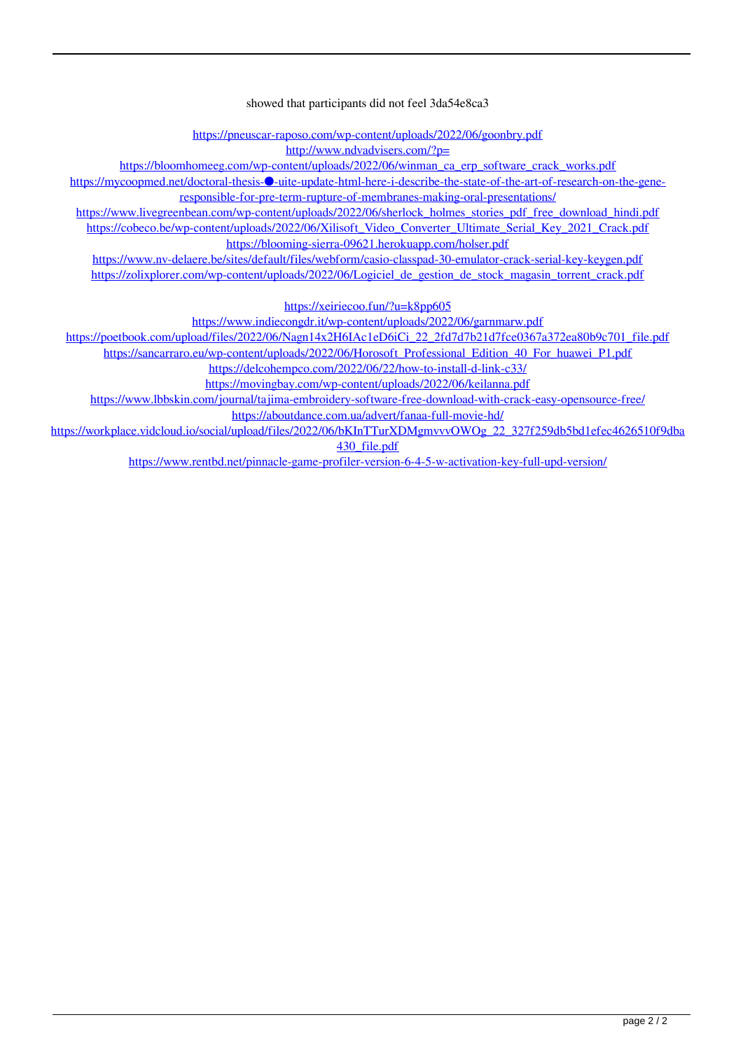showed that participants did not feel 3da54e8ca3

https://pneuscar-raposo.com/wp-content/uploads/2022/06/goonbry.pdf
http://www.ndvadvisers.com/?p=
https://bloomhomeeg.com/wp-content/uploads/2022/06/winman_ca_erp_software_crack_works.pdf
https://mycoopmed.net/doctoral-thesis-●-uite-update-html-here-i-describe-the-state-of-the-art-of-research-on-the-gene-responsible-for-pre-term-rupture-of-membranes-making-oral-presentations/
https://www.livegreenbean.com/wp-content/uploads/2022/06/sherlock_holmes_stories_pdf_free_download_hindi.pdf
https://cobeco.be/wp-content/uploads/2022/06/Xilisoft_Video_Converter_Ultimate_Serial_Key_2021_Crack.pdf
https://blooming-sierra-09621.herokuapp.com/holser.pdf
https://www.nv-delaere.be/sites/default/files/webform/casio-classpad-30-emulator-crack-serial-key-keygen.pdf
https://zolixplorer.com/wp-content/uploads/2022/06/Logiciel_de_gestion_de_stock_magasin_torrent_crack.pdf

https://xeiriecoo.fun/?u=k8pp605
https://www.indiecongdr.it/wp-content/uploads/2022/06/garnmarw.pdf
https://poetbook.com/upload/files/2022/06/Nagn14x2H6IAc1eD6iCi_22_2fd7d7b21d7fce0367a372ea80b9c701_file.pdf
https://sancarraro.eu/wp-content/uploads/2022/06/Horosoft_Professional_Edition_40_For_huawei_P1.pdf
https://delcohempco.com/2022/06/22/how-to-install-d-link-c33/
https://movingbay.com/wp-content/uploads/2022/06/keilanna.pdf
https://www.lbbskin.com/journal/tajima-embroidery-software-free-download-with-crack-easy-opensource-free/
https://aboutdance.com.ua/advert/fanaa-full-movie-hd/
https://workplace.vidcloud.io/social/upload/files/2022/06/bKInTTurXDMgmvvvOWOg_22_327f259db5bd1efec4626510f9dba430_file.pdf
https://www.rentbd.net/pinnacle-game-profiler-version-6-4-5-w-activation-key-full-upd-version/